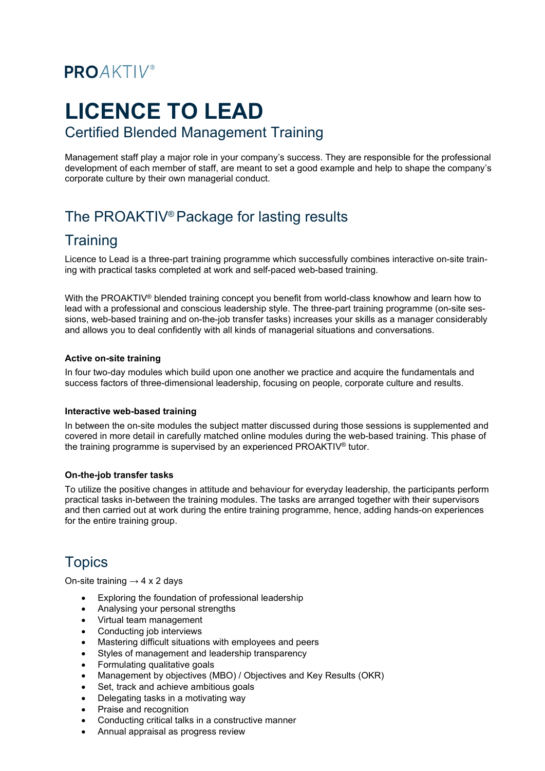PROAKTIV®

# LICENCE TO LEAD

## Certified Blended Management Training

Management staff play a major role in your company's success. They are responsible for the professional development of each member of staff, are meant to set a good example and help to shape the company's corporate culture by their own managerial conduct.

## The PROAKTIV® Package for lasting results

## Training

Licence to Lead is a three-part training programme which successfully combines interactive on-site training with practical tasks completed at work and self-paced web-based training.

With the PROAKTIV® blended training concept you benefit from world-class knowhow and learn how to lead with a professional and conscious leadership style. The three-part training programme (on-site sessions, web-based training and on-the-job transfer tasks) increases your skills as a manager considerably and allows you to deal confidently with all kinds of managerial situations and conversations.

**Active on-site training**

In four two-day modules which build upon one another we practice and acquire the fundamentals and success factors of three-dimensional leadership, focusing on people, corporate culture and results.

**Interactive web-based training**

In between the on-site modules the subject matter discussed during those sessions is supplemented and covered in more detail in carefully matched online modules during the web-based training. This phase of the training programme is supervised by an experienced PROAKTIV® tutor.

**On-the-job transfer tasks**

To utilize the positive changes in attitude and behaviour for everyday leadership, the participants perform practical tasks in-between the training modules. The tasks are arranged together with their supervisors and then carried out at work during the entire training programme, hence, adding hands-on experiences for the entire training group.

## Topics

On-site training → 4 x 2 days

- Exploring the foundation of professional leadership
- Analysing your personal strengths
- Virtual team management
- Conducting job interviews
- Mastering difficult situations with employees and peers
- Styles of management and leadership transparency
- Formulating qualitative goals
- Management by objectives (MBO) / Objectives and Key Results (OKR)
- Set, track and achieve ambitious goals
- Delegating tasks in a motivating way
- Praise and recognition
- Conducting critical talks in a constructive manner
- Annual appraisal as progress review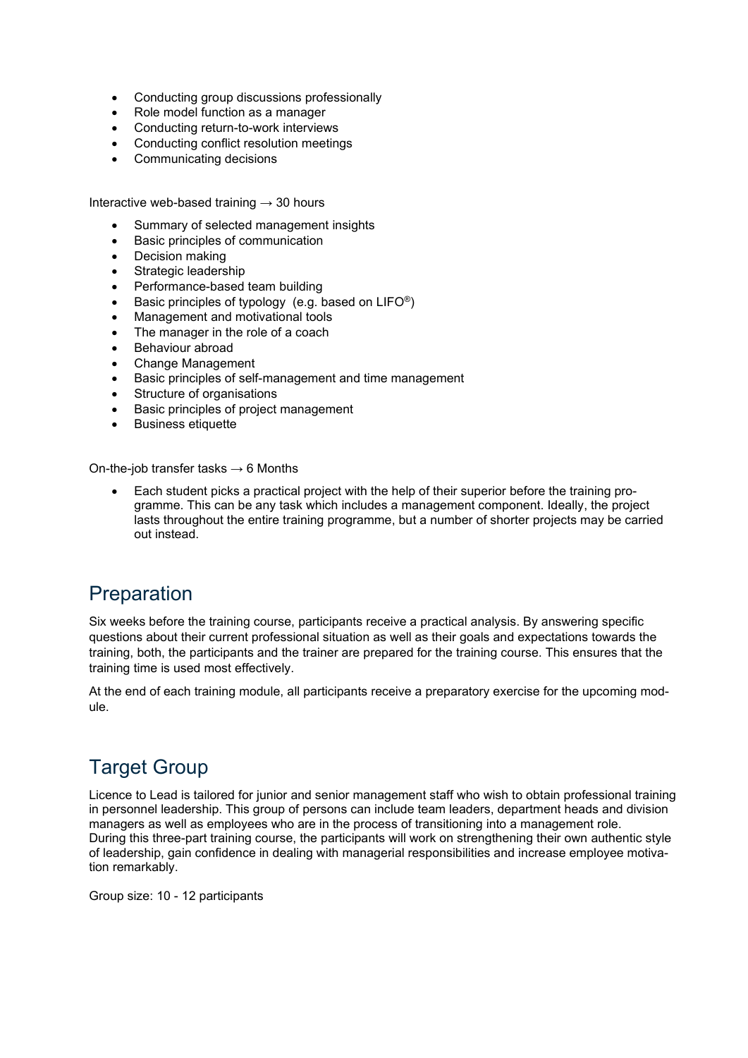- Conducting group discussions professionally
- Role model function as a manager
- Conducting return-to-work interviews
- Conducting conflict resolution meetings
- Communicating decisions

Interactive web-based training → 30 hours

- Summary of selected management insights
- Basic principles of communication
- Decision making
- Strategic leadership
- Performance-based team building
- Basic principles of typology (e.g. based on LIFO®)
- Management and motivational tools
- The manager in the role of a coach
- Behaviour abroad
- Change Management
- Basic principles of self-management and time management
- Structure of organisations
- Basic principles of project management
- Business etiquette

On-the-job transfer tasks → 6 Months

- Each student picks a practical project with the help of their superior before the training programme. This can be any task which includes a management component. Ideally, the project lasts throughout the entire training programme, but a number of shorter projects may be carried out instead.

## Preparation

Six weeks before the training course, participants receive a practical analysis. By answering specific questions about their current professional situation as well as their goals and expectations towards the training, both, the participants and the trainer are prepared for the training course. This ensures that the training time is used most effectively.

At the end of each training module, all participants receive a preparatory exercise for the upcoming module.

## Target Group

Licence to Lead is tailored for junior and senior management staff who wish to obtain professional training in personnel leadership. This group of persons can include team leaders, department heads and division managers as well as employees who are in the process of transitioning into a management role.
During this three-part training course, the participants will work on strengthening their own authentic style of leadership, gain confidence in dealing with managerial responsibilities and increase employee motivation remarkably.

Group size: 10 - 12 participants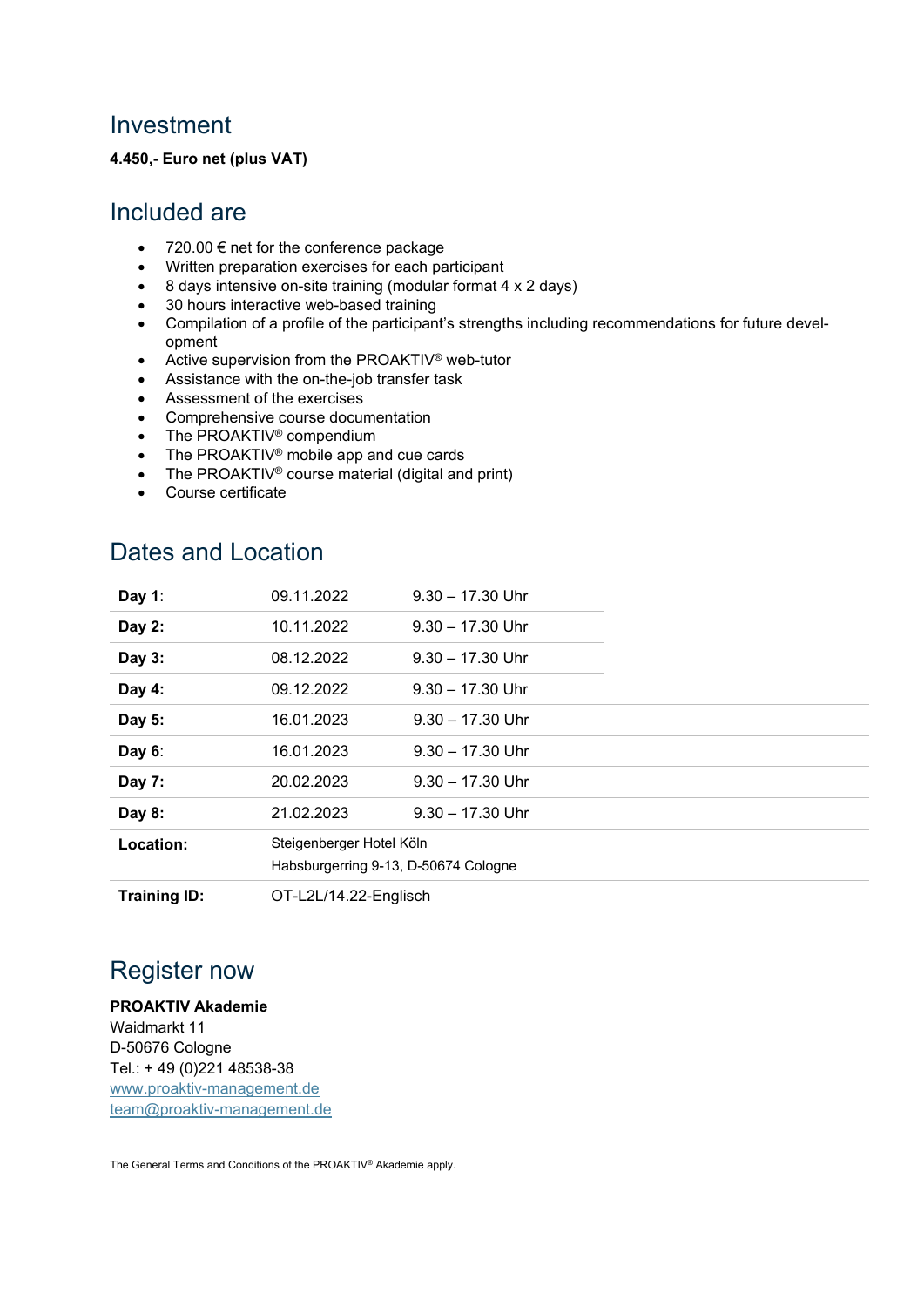## Investment

**4.450,- Euro net (plus VAT)**

## Included are

- 720.00 € net for the conference package
- Written preparation exercises for each participant
- 8 days intensive on-site training (modular format 4 x 2 days)
- 30 hours interactive web-based training
- Compilation of a profile of the participant's strengths including recommendations for future development
- Active supervision from the PROAKTIV® web-tutor
- Assistance with the on-the-job transfer task
- Assessment of the exercises
- Comprehensive course documentation
- The PROAKTIV® compendium
- The PROAKTIV® mobile app and cue cards
- The PROAKTIV® course material (digital and print)
- Course certificate

## Dates and Location

| | | |
|---|---|---|
| **Day 1**: | 09.11.2022 | 9.30 – 17.30 Uhr |
| **Day 2:** | 10.11.2022 | 9.30 – 17.30 Uhr |
| **Day 3:** | 08.12.2022 | 9.30 – 17.30 Uhr |
| **Day 4:** | 09.12.2022 | 9.30 – 17.30 Uhr |
| **Day 5:** | 16.01.2023 | 9.30 – 17.30 Uhr |
| **Day 6**: | 16.01.2023 | 9.30 – 17.30 Uhr |
| **Day 7:** | 20.02.2023 | 9.30 – 17.30 Uhr |
| **Day 8:** | 21.02.2023 | 9.30 – 17.30 Uhr |
| **Location:** | Steigenberger Hotel Köln<br>Habsburgerring 9-13, D-50674 Cologne | |
| **Training ID:** | OT-L2L/14.22-Englisch | |

## Register now

**PROAKTIV Akademie**
Waidmarkt 11
D-50676 Cologne
Tel.: + 49 (0)221 48538-38
www.proaktiv-management.de
team@proaktiv-management.de

The General Terms and Conditions of the PROAKTIV® Akademie apply.